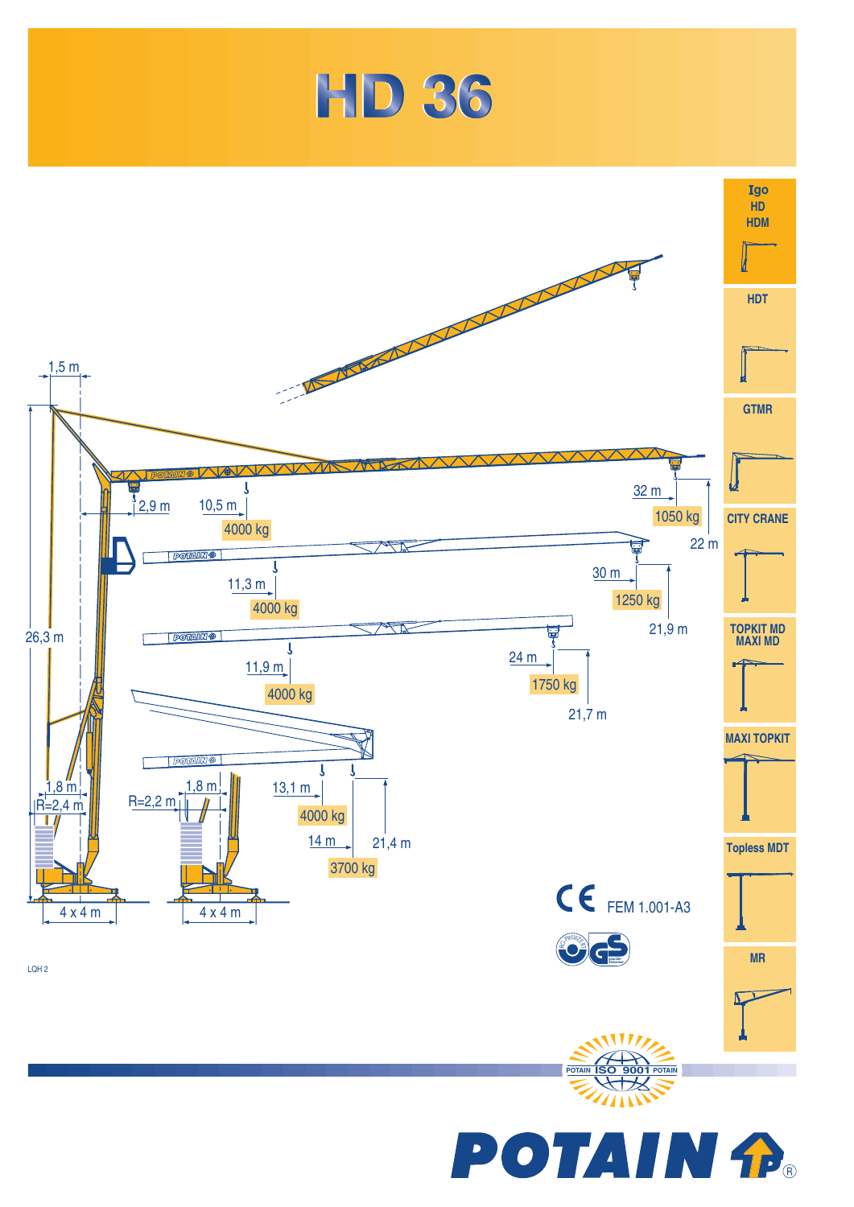# HD 36

1,5 m

26,3 m

2,9 m

10,5 m

4000 kg

32 m

1050 kg

22 m

11,3 m

4000 kg

30 m

1250 kg

21,9 m

11,9 m

4000 kg

24 m

1750 kg

21,7 m

1,8 m

R=2,4 m

R=2,2 m

1,8 m

13,1 m

4000 kg

14 m

3700 kg

21,4 m

4 x 4 m

4 x 4 m

CE FEM 1.001-A3

LQH 2

- Igo HD HDM
- HDT
- GTMR
- CITY CRANE
- TOPKIT MD MAXI MD
- MAXI TOPKIT
- Topless MDT
- MR

POTAIN ISO 9001 POTAIN

POTAIN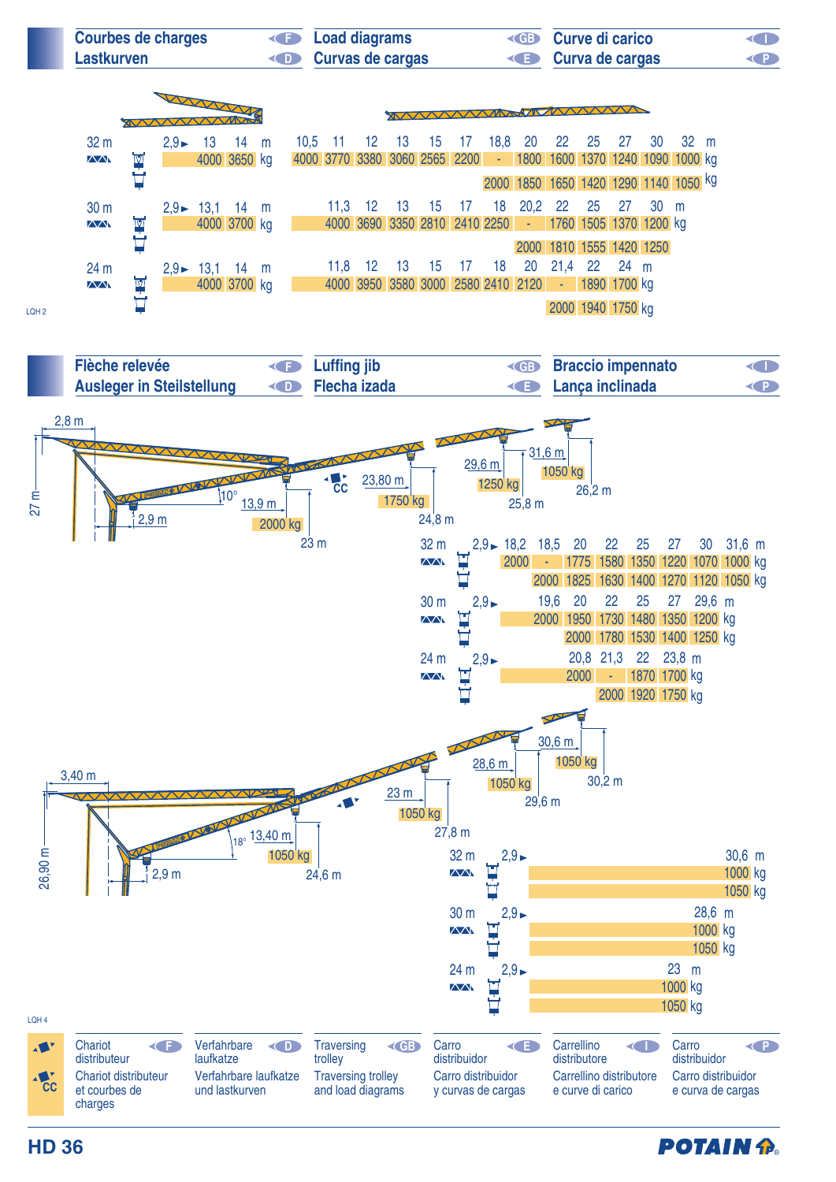## Courbes de charges (F) / Lastkurven (D) / Load diagrams (GB) / Curvas de cargas (E) / Curve di carico (I) / Curva de cargas (P)

**32 m**

| 2,9► | 13 | 14 | 10,5 | 11 | 12 | 13 | 15 | 17 | 18,8 | 20 | 22 | 25 | 27 | 30 | 32 | m |
|---|---|---|---|---|---|---|---|---|---|---|---|---|---|---|---|---|
| | 4000 | 3650 | 4000 | 3770 | 3380 | 3060 | 2565 | 2200 | - | 1800 | 1600 | 1370 | 1240 | 1090 | 1000 | kg |
| | | | | | | | | | 2000 | 1850 | 1650 | 1420 | 1290 | 1140 | 1050 | kg |

**30 m**

| 2,9► | 13,1 | 14 | 11,3 | 12 | 13 | 15 | 17 | 18 | 20,2 | 22 | 25 | 27 | 30 | m |
|---|---|---|---|---|---|---|---|---|---|---|---|---|---|---|
| | 4000 | 3700 | 4000 | 3690 | 3350 | 2810 | 2410 | 2250 | - | 1760 | 1505 | 1370 | 1200 | kg |
| | | | | | | | | | 2000 | 1810 | 1555 | 1420 | 1250 | |

**24 m**

| 2,9► | 13,1 | 14 | 11,8 | 12 | 13 | 15 | 17 | 18 | 20 | 21,4 | 22 | 24 | m |
|---|---|---|---|---|---|---|---|---|---|---|---|---|---|
| | 4000 | 3700 | 4000 | 3950 | 3580 | 3000 | 2580 | 2410 | 2120 | - | 1890 | 1700 | kg |
| | | | | | | | | | | 2000 | 1940 | 1750 | kg |

LQH 2

## Flèche relevée (F) / Ausleger in Steilstellung (D) / Luffing jib (GB) / Flecha izada (E) / Braccio impennato (I) / Lança inclinada (P)

2,8 m — 27 m — 10° — 2,9 m — 13,9 m: 2000 kg — 23 m — 23,80 m: 1750 kg — 24,8 m — 29,6 m: 1250 kg — 25,8 m — 31,6 m: 1050 kg — 26,2 m

**32 m**

| 2,9► | 18,2 | 18,5 | 20 | 22 | 25 | 27 | 30 | 31,6 | m |
|---|---|---|---|---|---|---|---|---|---|
| | 2000 | - | 1775 | 1580 | 1350 | 1220 | 1070 | 1000 | kg |
| | | 2000 | 1825 | 1630 | 1400 | 1270 | 1120 | 1050 | kg |

**30 m**

| 2,9► | 19,6 | 20 | 22 | 25 | 27 | 29,6 | m |
|---|---|---|---|---|---|---|---|
| | 2000 | 1950 | 1730 | 1480 | 1350 | 1200 | kg |
| | | 2000 | 1780 | 1530 | 1400 | 1250 | kg |

**24 m**

| 2,9► | 20,8 | 21,3 | 22 | 23,8 | m |
|---|---|---|---|---|---|
| | 2000 | - | 1870 | 1700 | kg |
| | | 2000 | 1920 | 1750 | kg |

3,40 m — 26,90 m — 18° — 2,9 m — 13,40 m: 1050 kg — 24,6 m — 23 m: 1050 kg — 27,8 m — 28,6 m: 1050 kg — 29,6 m — 30,6 m: 1050 kg — 30,2 m

**32 m**

| 2,9► | 30,6 | m |
|---|---|---|
| | 1000 | kg |
| | 1050 | kg |

**30 m**

| 2,9► | 28,6 | m |
|---|---|---|
| | 1000 | kg |
| | 1050 | kg |

**24 m**

| 2,9► | 23 | m |
|---|---|---|
| | 1000 | kg |
| | 1050 | kg |

LQH 4

| | F | D | GB | E | I | P |
|---|---|---|---|---|---|---|
| (trolley) | Chariot distributeur | Verfahrbare laufkatze | Traversing trolley | Carro distribuidor | Carrellino distributore | Carro distribuidor |
| CC | Chariot distributeur et courbes de charges | Verfahrbare laufkatze und lastkurven | Traversing trolley and load diagrams | Carro distribuidor y curvas de cargas | Carrellino distributore e curve di carico | Carro distribuidor e curva de cargas |

HD 36

POTAIN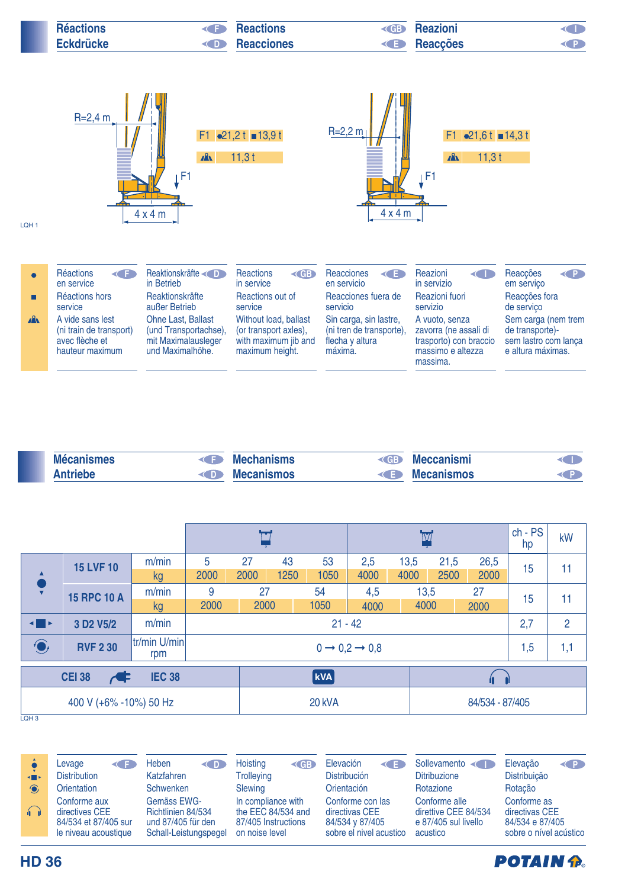## Réactions (F) / Reactions (GB) / Reazioni (I)
## Eckdrücke (D) / Reacciones (E) / Reacções (P)

R=2,4 m

F1 ●21,2 t ■13,9 t

11,3 t

F1

4 x 4 m

R=2,2 m

F1 ●21,6 t ■14,3 t

11,3 t

F1

4 x 4 m

LQH 1

| | F | D | GB | E | I | P |
|---|---|---|---|---|---|---|
| ● | Réactions en service | Reaktionskräfte in Betrieb | Reactions in service | Reacciones en servicio | Reazioni in servizio | Reacções em serviço |
| ■ | Réactions hors service | Reaktionskräfte außer Betrieb | Reactions out of service | Reacciones fuera de servicio | Reazioni fuori servizio | Reacções fora de serviço |
| | A vide sans lest (ni train de transport) avec flèche et hauteur maximum | Ohne Last, Ballast (und Transportachse), mit Maximalausleger und Maximalhöhe. | Without load, ballast (or transport axles), with maximum jib and maximum height. | Sin carga, sin lastre, (ni tren de transporte), flecha y altura máxima. | A vuoto, senza zavorra (ne assali di trasporto) con braccio massimo e altezza massima. | Sem carga (nem trem de transporte)- sem lastro com lança e altura máximas. |

## Mécanismes (F) / Mechanisms (GB) / Meccanismi (I)
## Antriebe (D) / Mecanismos (E) / Mecanismos (P)

| | | | | | | | | | | | ch - PS hp | kW |
|---|---|---|---|---|---|---|---|---|---|---|---|---|
| Levage | 15 LVF 10 | m/min | 5 | 27 | 43 | 53 | 2,5 | 13,5 | 21,5 | 26,5 | 15 | 11 |
| | | kg | 2000 | 2000 | 1250 | 1050 | 4000 | 4000 | 2500 | 2000 | | |
| | 15 RPC 10 A | m/min | 9 | 27 | 54 | | 4,5 | 13,5 | 27 | | 15 | 11 |
| | | kg | 2000 | 2000 | 1050 | | 4000 | 4000 | 2000 | | | |
| Distribution | 3 D2 V5/2 | m/min | 21 - 42 | | | | | | | | 2,7 | 2 |
| Orientation | RVF 2 30 | tr/min U/min rpm | 0 → 0,2 → 0,8 | | | | | | | | 1,5 | 1,1 |

| CEI 38 / IEC 38 | kVA | Noise |
|---|---|---|
| 400 V (+6% -10%) 50 Hz | 20 kVA | 84/534 - 87/405 |

LQH 3

| | F | D | GB | E | I | P |
|---|---|---|---|---|---|---|
| | Levage<br>Distribution<br>Orientation | Heben<br>Katzfahren<br>Schwenken | Hoisting<br>Trolleying<br>Slewing | Elevación<br>Distribución<br>Orientación | Sollevamento<br>Ditribuzione<br>Rotazione | Elevação<br>Distribuição<br>Rotação |
| | Conforme aux directives CEE 84/534 et 87/405 sur le niveau acoustique | Gemäss EWG-Richtlinien 84/534 und 87/405 für den Schall-Leistungspegel | In compliance with the EEC 84/534 and 87/405 Instructions on noise level | Conforme con las directivas CEE 84/534 y 87/405 sobre el nivel acustico | Conforme alle direttive CEE 84/534 e 87/405 sul livello acustico | Conforme as directivas CEE 84/534 e 87/405 sobre o nível acústico |

**HD 36**

**POTAIN**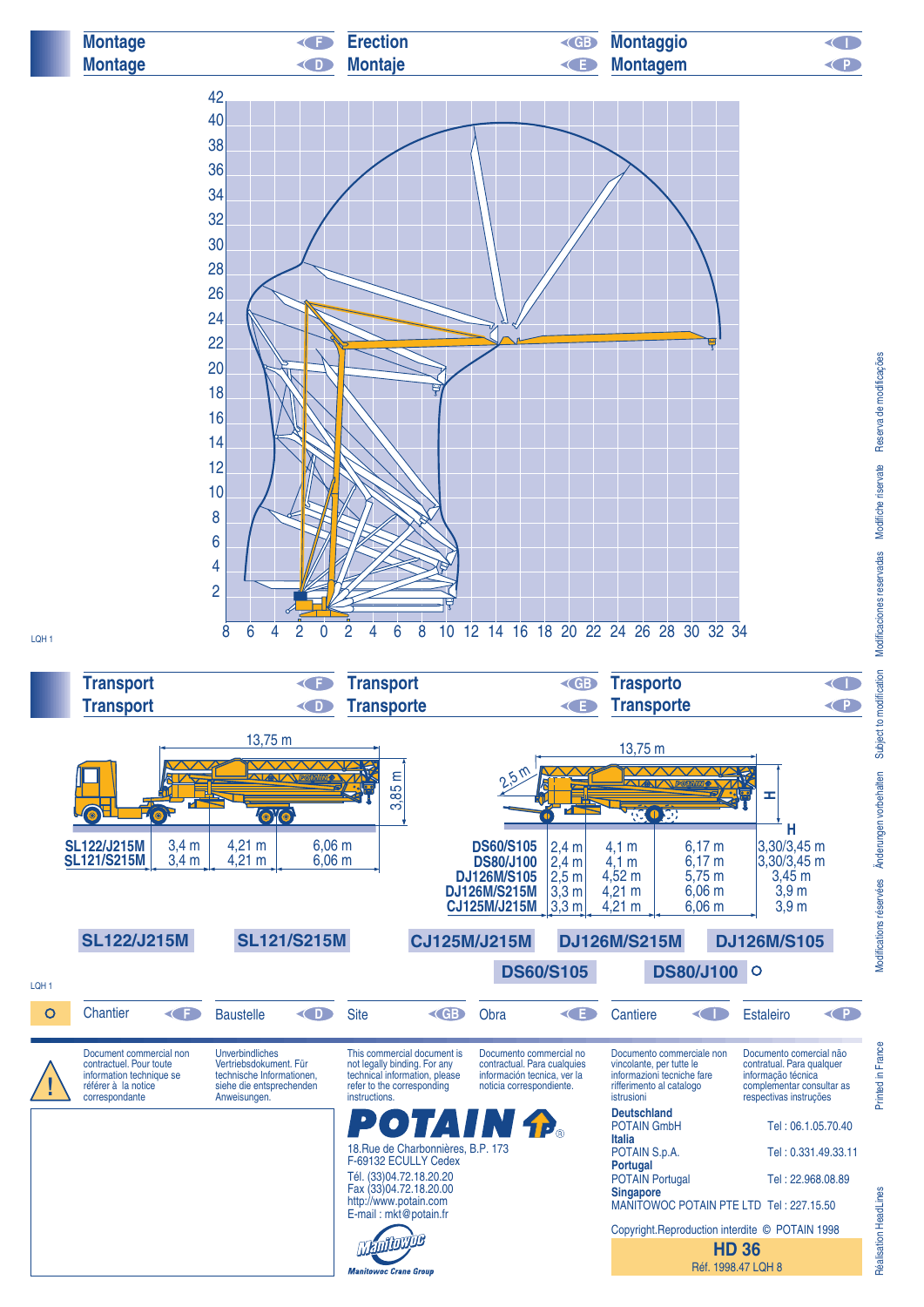## Montage (F) · Erection (GB) · Montaggio (I)
## Montage (D) · Montaje (E) · Montagem (P)

42
40
38
36
34
32
30
28
26
24
22
20
18
16
14
12
10
8
6
4
2

8 6 4 2 0 2 4 6 8 10 12 14 16 18 20 22 24 26 28 30 32 34

LQH 1

## Transport (F) · Transport (GB) · Trasporto (I)
## Transport (D) · Transporte (E) · Transporte (P)

13,75 m

3,85 m

| | | | |
|---|---|---|---|
| SL122/J215M | 3,4 m | 4,21 m | 6,06 m |
| SL121/S215M | 3,4 m | 4,21 m | 6,06 m |

2,5 m

13,75 m

H

| | | | | H |
|---|---|---|---|---|
| DS60/S105 | 2,4 m | 4,1 m | 6,17 m | 3,30/3,45 m |
| DS80/J100 | 2,4 m | 4,1 m | 6,17 m | 3,30/3,45 m |
| DJ126M/S105 | 2,5 m | 4,52 m | 5,75 m | 3,45 m |
| DJ126M/S215M | 3,3 m | 4,21 m | 6,06 m | 3,9 m |
| CJ125M/J215M | 3,3 m | 4,21 m | 6,06 m | 3,9 m |

SL122/J215M · SL121/S215M · CJ125M/J215M · DJ126M/S215M · DJ126M/S105

DS60/S105 · DS80/J100 ○

LQH 1

○ Chantier (F) · Baustelle (D) · Site (GB) · Obra (E) · Cantiere (I) · Estaleiro (P)

Document commercial non contractuel. Pour toute information technique se référer à la notice correspondante

Unverbindliches Vertriebsdokument. Für technische Informationen, siehe die entsprechenden Anweisungen.

This commercial document is not legally binding. For any technical information, please refer to the corresponding instructions.

Documento commercial no contractual. Para cualquies información tecnica, ver la noticia correspondiente.

Documento commerciale non vincolante, per tutte le informazioni tecniche fare rifferimento al catalogo istrusioni

Documento comercial não contratual. Para qualquer informação técnica complementar consultar as respectivas instruções

**POTAIN**

18.Rue de Charbonnières, B.P. 173
F-69132 ECULLY Cedex
Tél. (33)04.72.18.20.20
Fax (33)04.72.18.20.00
http://www.potain.com
E-mail : mkt@potain.fr

Manitowoc Crane Group

**Deutschland**
POTAIN GmbH — Tel : 06.1.05.70.40
**Italia**
POTAIN S.p.A. — Tel : 0.331.49.33.11
**Portugal**
POTAIN Portugal — Tel : 22.968.08.89
**Singapore**
MANITOWOC POTAIN PTE LTD — Tel : 227.15.50

Copyright.Reproduction interdite © POTAIN 1998

**HD 36**
Réf. 1998.47 LQH 8

Modifications réservées · Änderungen vorbehalten · Subject to modification · Modificaciones reservadas · Modifiche riservate · Reserva de modificações

Printed in France

Réalisation HeadLines